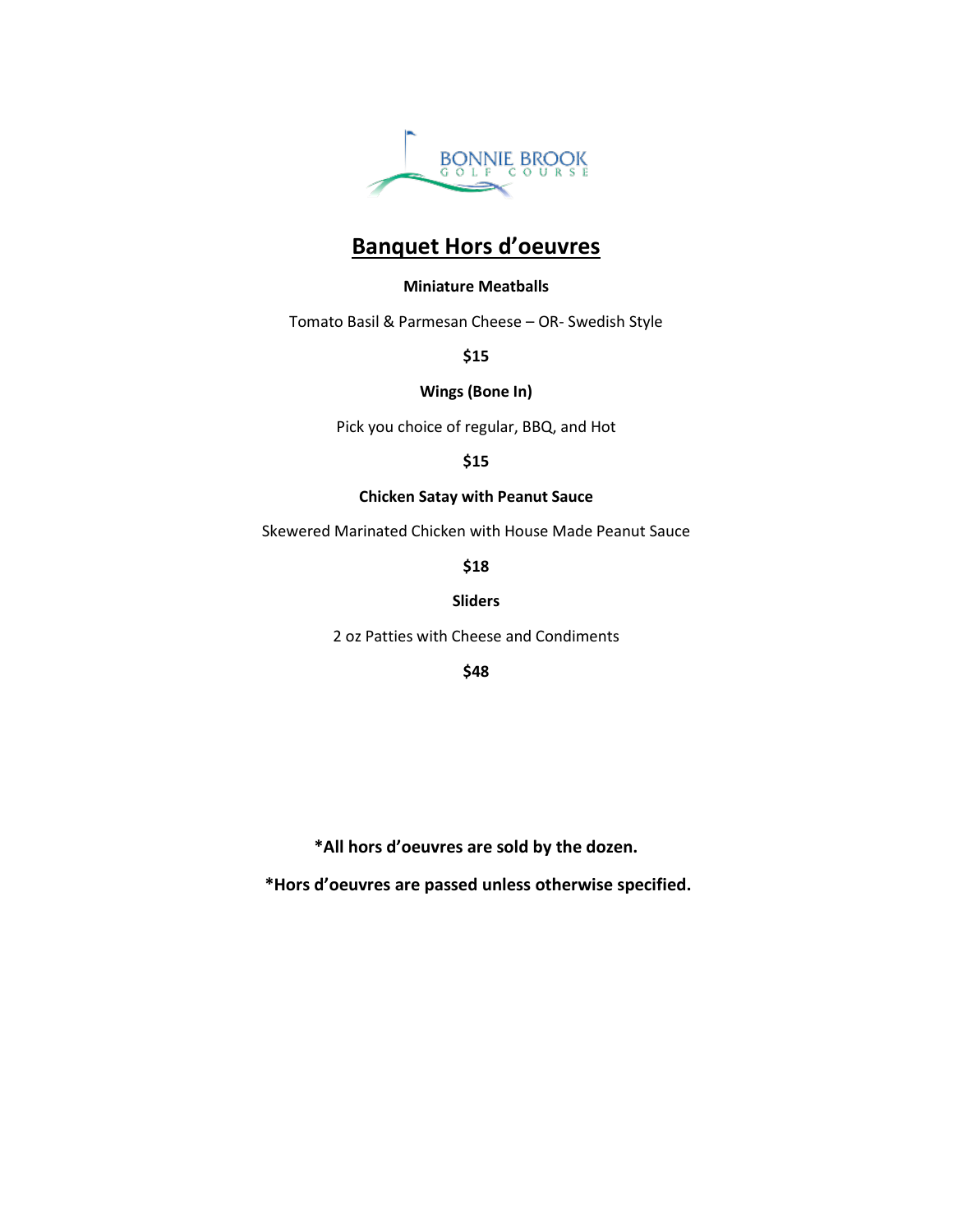BONNIE BROOK GOLF COURSE

# Banquet Hors d'oeuvres

**Miniature Meatballs**

Tomato Basil & Parmesan Cheese – OR- Swedish Style

**$15**

**Wings (Bone In)**

Pick you choice of regular, BBQ, and Hot

**$15**

**Chicken Satay with Peanut Sauce**

Skewered Marinated Chicken with House Made Peanut Sauce

**$18**

**Sliders**

2 oz Patties with Cheese and Condiments

**$48**

**\*All hors d'oeuvres are sold by the dozen.**

**\*Hors d'oeuvres are passed unless otherwise specified.**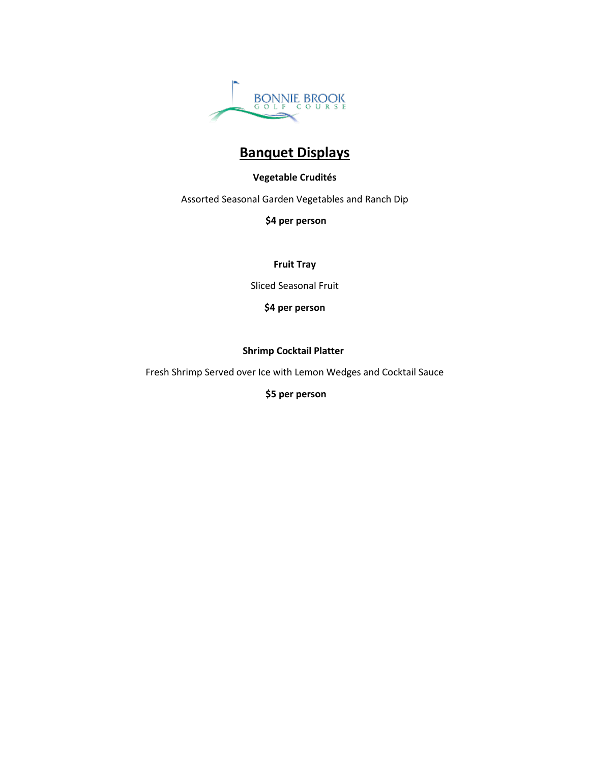BONNIE BROOK GOLF COURSE

# Banquet Displays

**Vegetable Crudités**

Assorted Seasonal Garden Vegetables and Ranch Dip

**$4 per person**

**Fruit Tray**

Sliced Seasonal Fruit

**$4 per person**

**Shrimp Cocktail Platter**

Fresh Shrimp Served over Ice with Lemon Wedges and Cocktail Sauce

**$5 per person**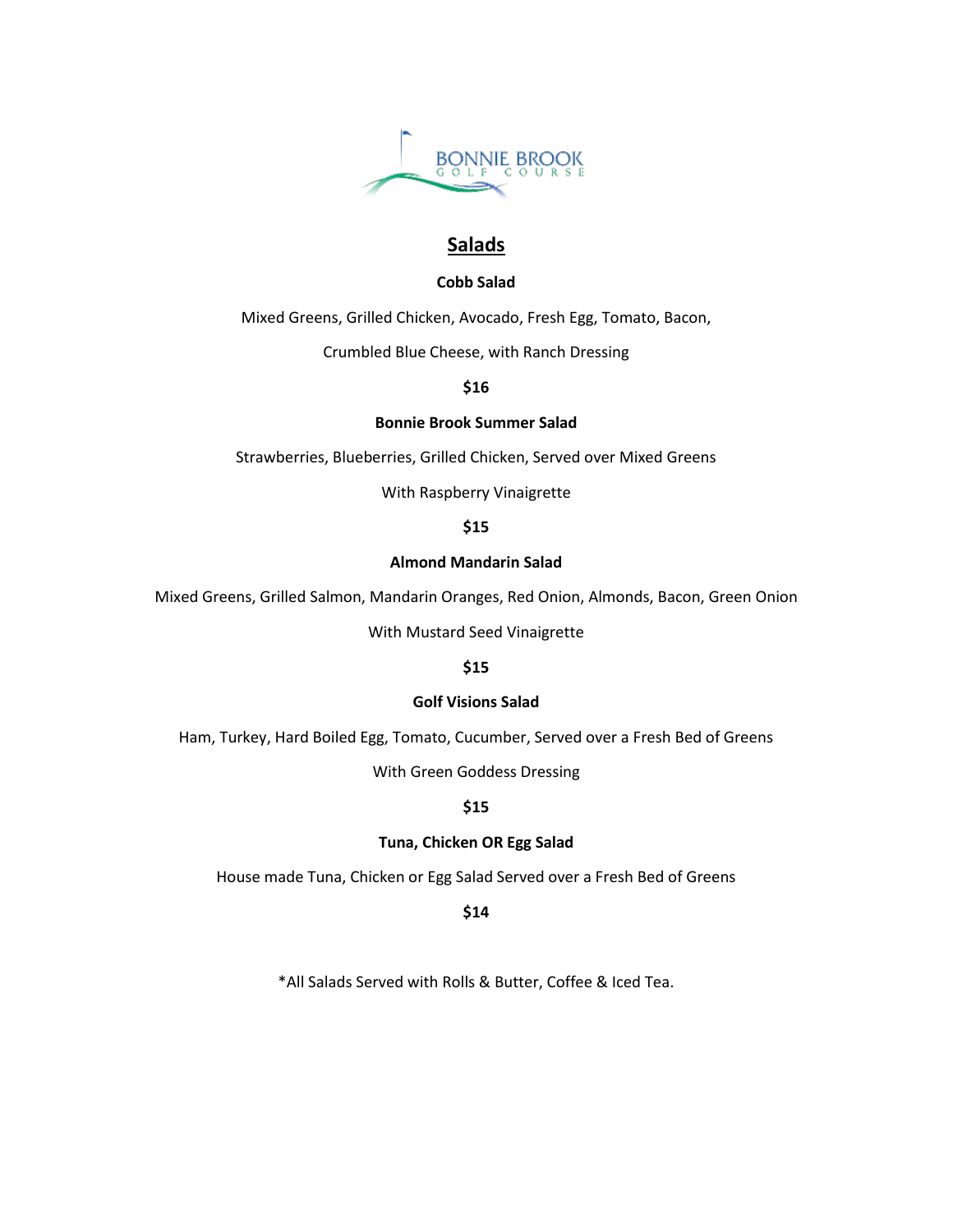BONNIE BROOK GOLF COURSE

## Salads

**Cobb Salad**

Mixed Greens, Grilled Chicken, Avocado, Fresh Egg, Tomato, Bacon,

Crumbled Blue Cheese, with Ranch Dressing

**$16**

**Bonnie Brook Summer Salad**

Strawberries, Blueberries, Grilled Chicken, Served over Mixed Greens

With Raspberry Vinaigrette

**$15**

**Almond Mandarin Salad**

Mixed Greens, Grilled Salmon, Mandarin Oranges, Red Onion, Almonds, Bacon, Green Onion

With Mustard Seed Vinaigrette

**$15**

**Golf Visions Salad**

Ham, Turkey, Hard Boiled Egg, Tomato, Cucumber, Served over a Fresh Bed of Greens

With Green Goddess Dressing

**$15**

**Tuna, Chicken OR Egg Salad**

House made Tuna, Chicken or Egg Salad Served over a Fresh Bed of Greens

**$14**

*All Salads Served with Rolls & Butter, Coffee & Iced Tea.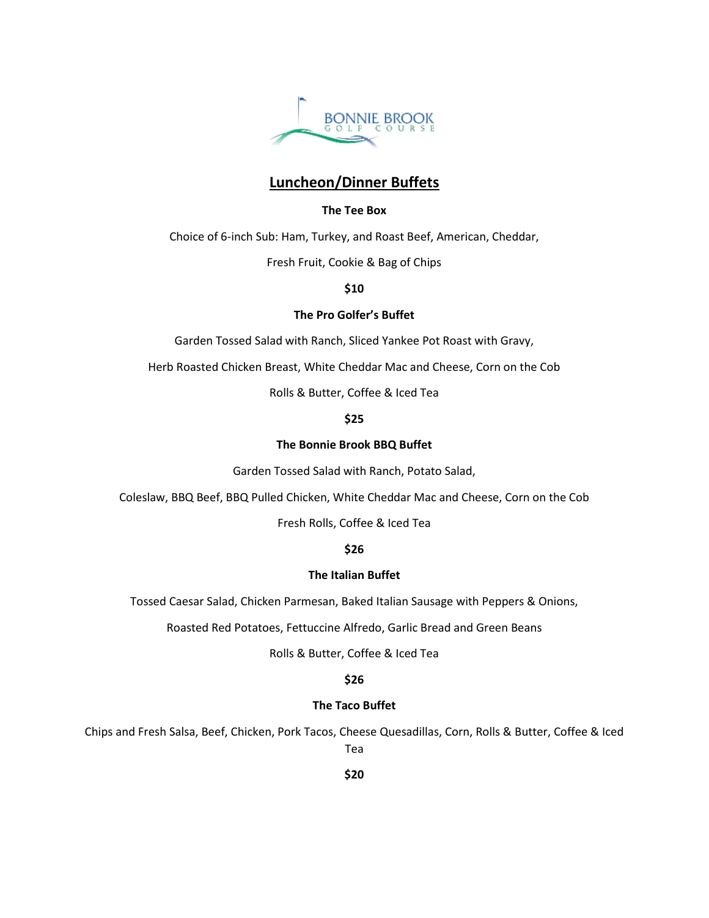## Luncheon/Dinner Buffets

**The Tee Box**

Choice of 6-inch Sub: Ham, Turkey, and Roast Beef, American, Cheddar,

Fresh Fruit, Cookie & Bag of Chips

**$10**

**The Pro Golfer's Buffet**

Garden Tossed Salad with Ranch, Sliced Yankee Pot Roast with Gravy,

Herb Roasted Chicken Breast, White Cheddar Mac and Cheese, Corn on the Cob

Rolls & Butter, Coffee & Iced Tea

**$25**

**The Bonnie Brook BBQ Buffet**

Garden Tossed Salad with Ranch, Potato Salad,

Coleslaw, BBQ Beef, BBQ Pulled Chicken, White Cheddar Mac and Cheese, Corn on the Cob

Fresh Rolls, Coffee & Iced Tea

**$26**

**The Italian Buffet**

Tossed Caesar Salad, Chicken Parmesan, Baked Italian Sausage with Peppers & Onions,

Roasted Red Potatoes, Fettuccine Alfredo, Garlic Bread and Green Beans

Rolls & Butter, Coffee & Iced Tea

**$26**

**The Taco Buffet**

Chips and Fresh Salsa, Beef, Chicken, Pork Tacos, Cheese Quesadillas, Corn, Rolls & Butter, Coffee & Iced Tea

**$20**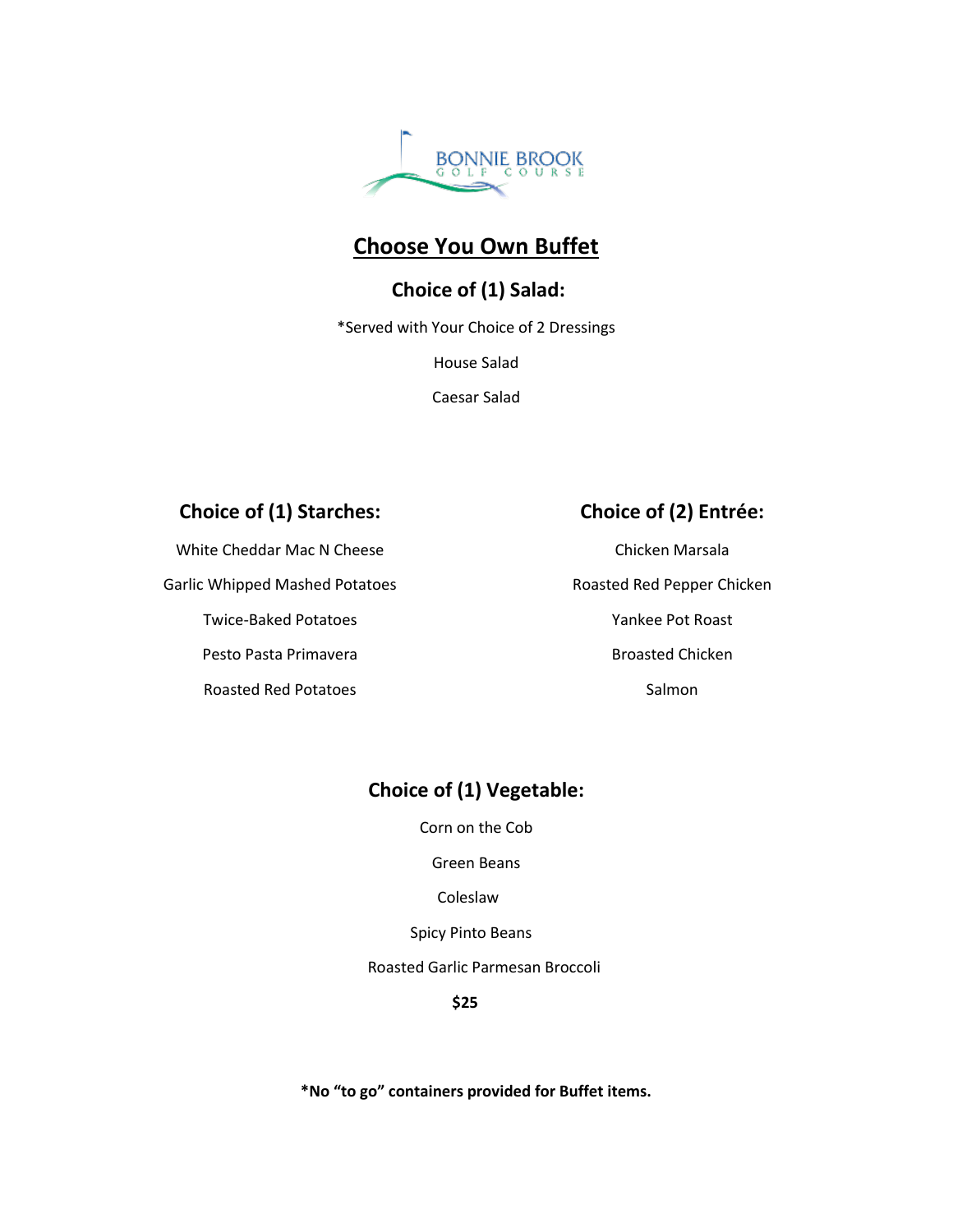BONNIE BROOK
GOLF COURSE

# Choose You Own Buffet

## Choice of (1) Salad:

*Served with Your Choice of 2 Dressings

House Salad

Caesar Salad

## Choice of (1) Starches:

White Cheddar Mac N Cheese

Garlic Whipped Mashed Potatoes

Twice-Baked Potatoes

Pesto Pasta Primavera

Roasted Red Potatoes

## Choice of (2) Entrée:

Chicken Marsala

Roasted Red Pepper Chicken

Yankee Pot Roast

Broasted Chicken

Salmon

## Choice of (1) Vegetable:

Corn on the Cob

Green Beans

Coleslaw

Spicy Pinto Beans

Roasted Garlic Parmesan Broccoli

**$25**

**\*No "to go" containers provided for Buffet items.**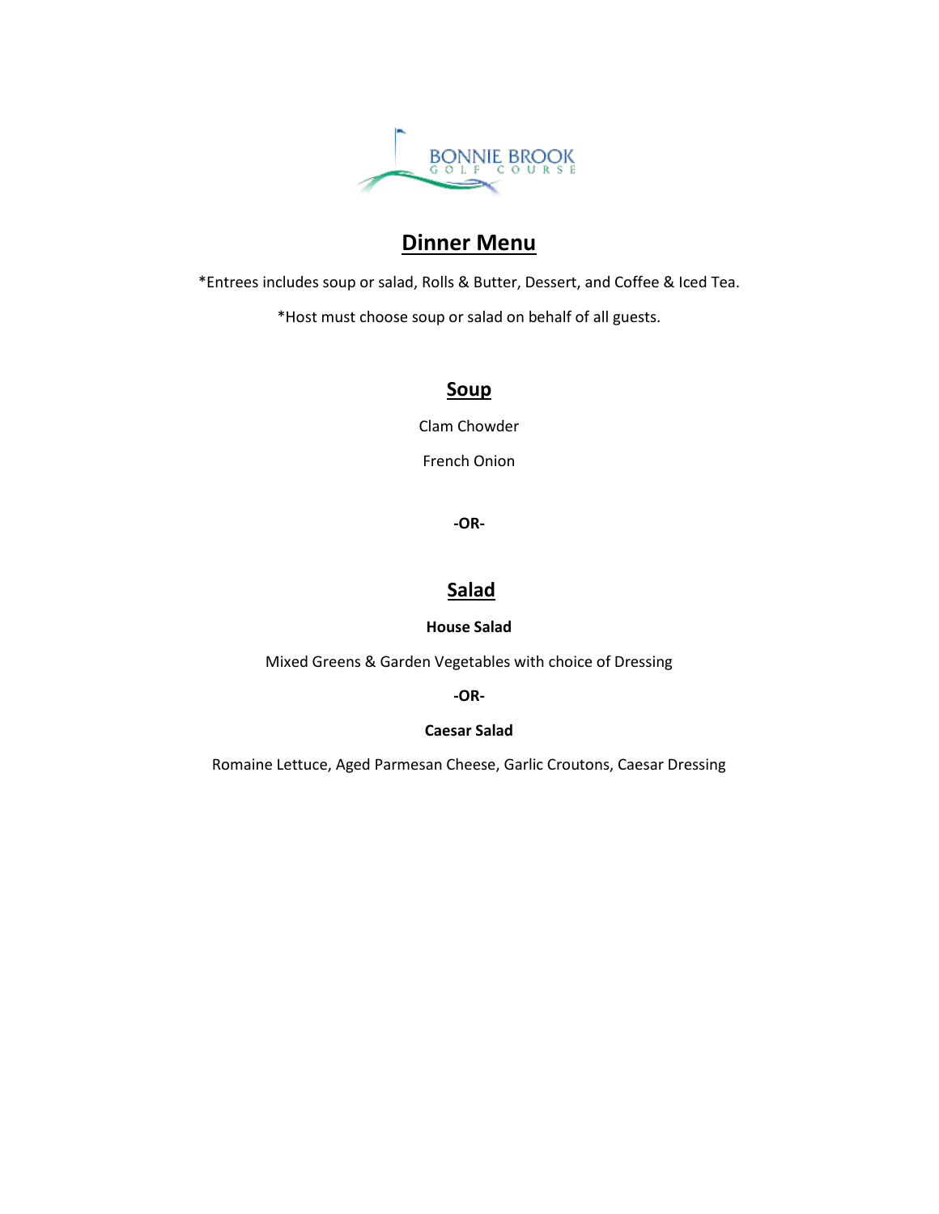BONNIE BROOK GOLF COURSE

# Dinner Menu

*Entrees includes soup or salad, Rolls & Butter, Dessert, and Coffee & Iced Tea.

*Host must choose soup or salad on behalf of all guests.

## Soup

Clam Chowder

French Onion

**-OR-**

## Salad

**House Salad**

Mixed Greens & Garden Vegetables with choice of Dressing

**-OR-**

**Caesar Salad**

Romaine Lettuce, Aged Parmesan Cheese, Garlic Croutons, Caesar Dressing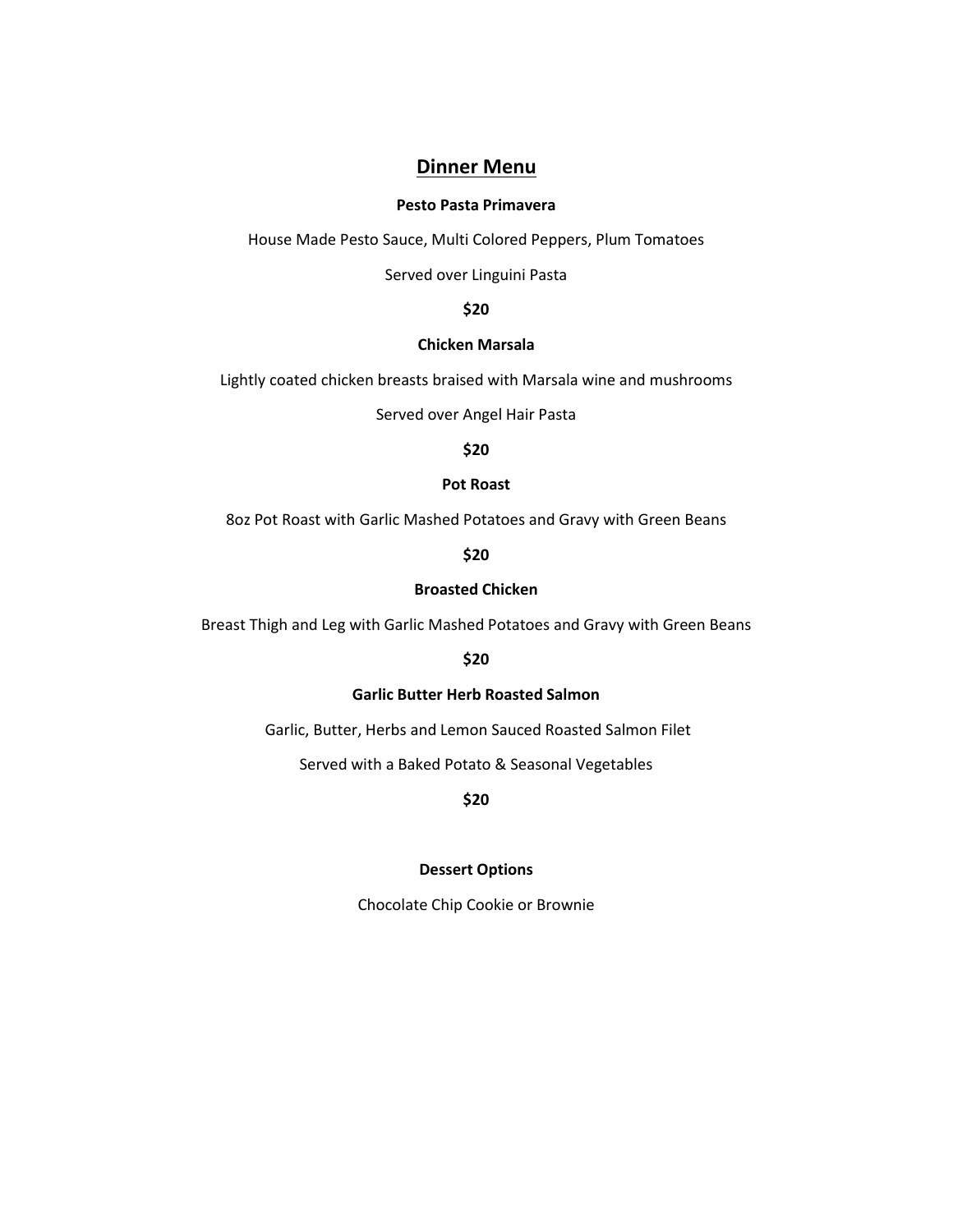# Dinner Menu

**Pesto Pasta Primavera**

House Made Pesto Sauce, Multi Colored Peppers, Plum Tomatoes

Served over Linguini Pasta

**$20**

**Chicken Marsala**

Lightly coated chicken breasts braised with Marsala wine and mushrooms

Served over Angel Hair Pasta

**$20**

**Pot Roast**

8oz Pot Roast with Garlic Mashed Potatoes and Gravy with Green Beans

**$20**

**Broasted Chicken**

Breast Thigh and Leg with Garlic Mashed Potatoes and Gravy with Green Beans

**$20**

**Garlic Butter Herb Roasted Salmon**

Garlic, Butter, Herbs and Lemon Sauced Roasted Salmon Filet

Served with a Baked Potato & Seasonal Vegetables

**$20**

**Dessert Options**

Chocolate Chip Cookie or Brownie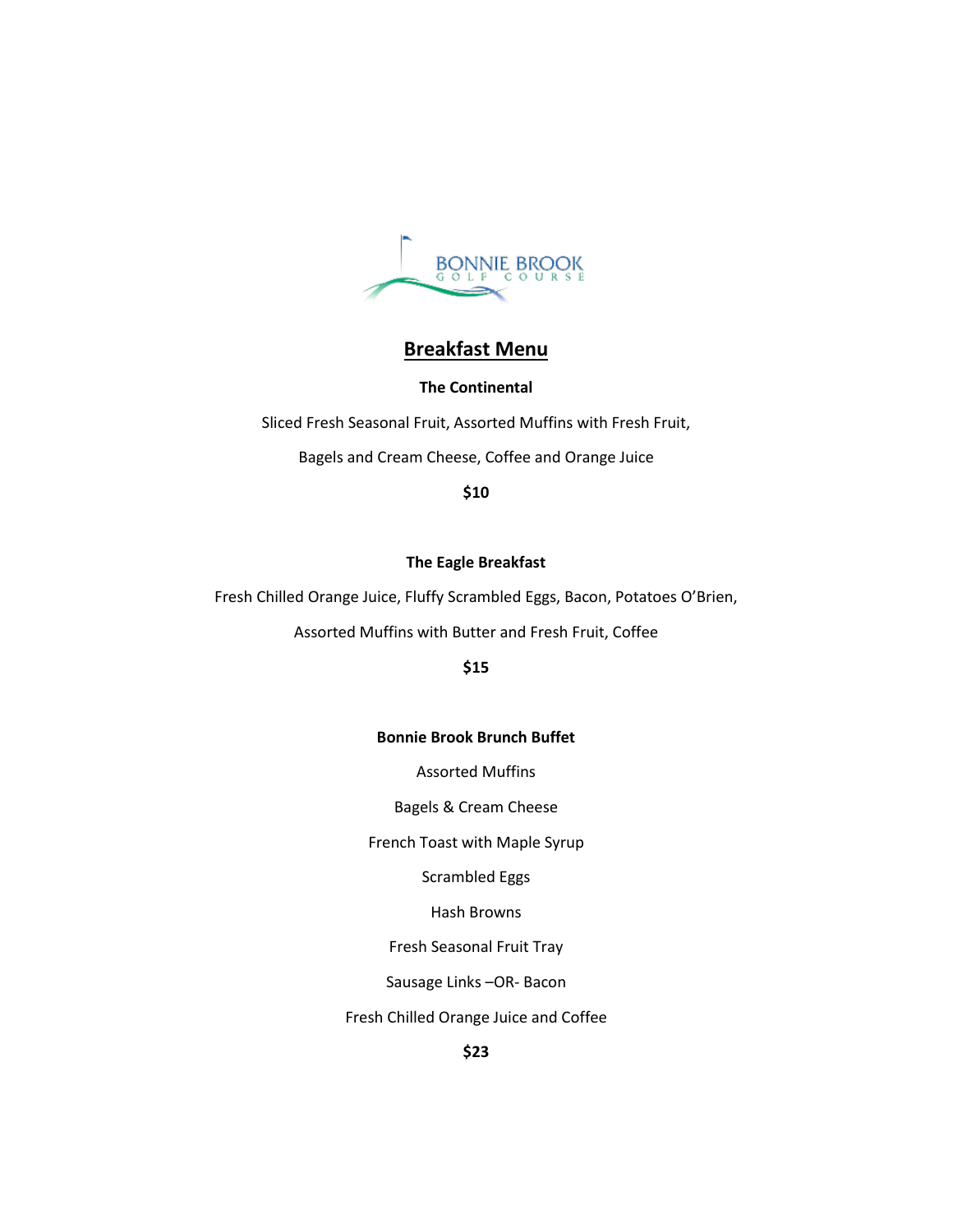BONNIE BROOK
GOLF COURSE

# Breakfast Menu

**The Continental**

Sliced Fresh Seasonal Fruit, Assorted Muffins with Fresh Fruit,

Bagels and Cream Cheese, Coffee and Orange Juice

**$10**

**The Eagle Breakfast**

Fresh Chilled Orange Juice, Fluffy Scrambled Eggs, Bacon, Potatoes O'Brien,

Assorted Muffins with Butter and Fresh Fruit, Coffee

**$15**

**Bonnie Brook Brunch Buffet**

Assorted Muffins

Bagels & Cream Cheese

French Toast with Maple Syrup

Scrambled Eggs

Hash Browns

Fresh Seasonal Fruit Tray

Sausage Links –OR- Bacon

Fresh Chilled Orange Juice and Coffee

**$23**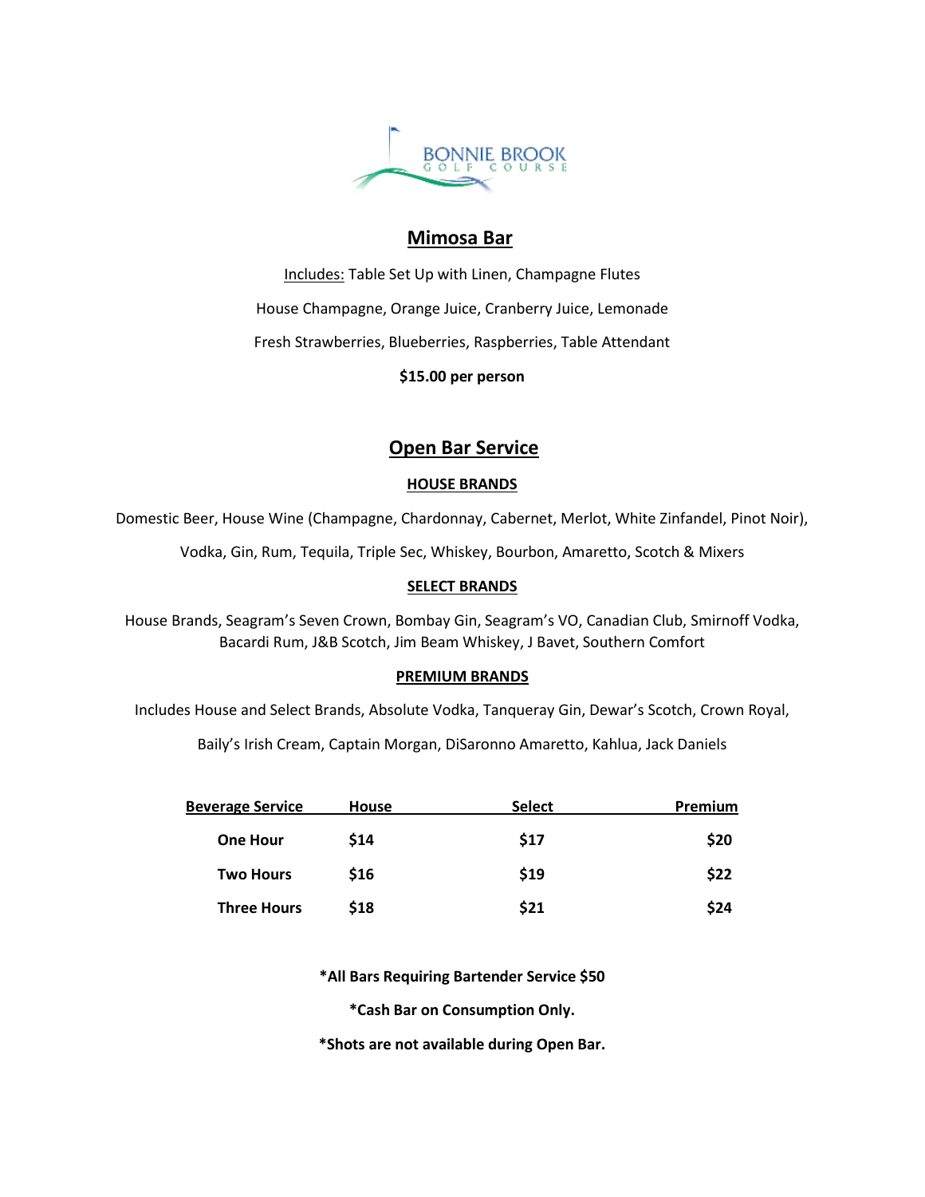BONNIE BROOK GOLF COURSE

## Mimosa Bar

Includes: Table Set Up with Linen, Champagne Flutes

House Champagne, Orange Juice, Cranberry Juice, Lemonade

Fresh Strawberries, Blueberries, Raspberries, Table Attendant

**$15.00 per person**

## Open Bar Service

### HOUSE BRANDS

Domestic Beer, House Wine (Champagne, Chardonnay, Cabernet, Merlot, White Zinfandel, Pinot Noir),

Vodka, Gin, Rum, Tequila, Triple Sec, Whiskey, Bourbon, Amaretto, Scotch & Mixers

### SELECT BRANDS

House Brands, Seagram's Seven Crown, Bombay Gin, Seagram's VO, Canadian Club, Smirnoff Vodka, Bacardi Rum, J&B Scotch, Jim Beam Whiskey, J Bavet, Southern Comfort

### PREMIUM BRANDS

Includes House and Select Brands, Absolute Vodka, Tanqueray Gin, Dewar's Scotch, Crown Royal,

Baily's Irish Cream, Captain Morgan, DiSaronno Amaretto, Kahlua, Jack Daniels

| Beverage Service | House | Select | Premium |
|---|---|---|---|
| **One Hour** | **$14** | **$17** | **$20** |
| **Two Hours** | **$16** | **$19** | **$22** |
| **Three Hours** | **$18** | **$21** | **$24** |

**\*All Bars Requiring Bartender Service $50**

**\*Cash Bar on Consumption Only.**

**\*Shots are not available during Open Bar.**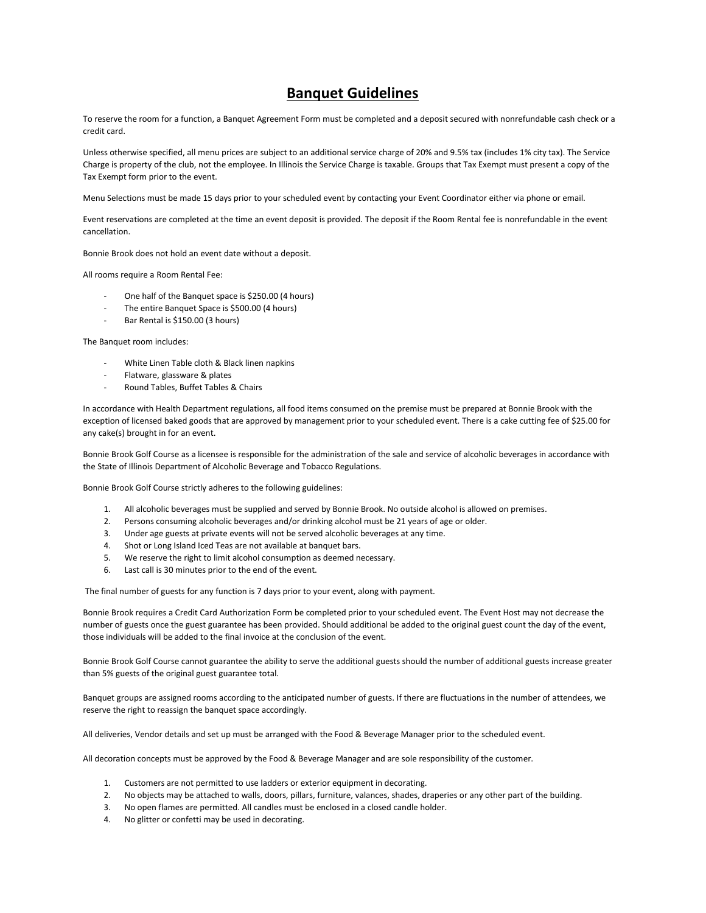# Banquet Guidelines

To reserve the room for a function, a Banquet Agreement Form must be completed and a deposit secured with nonrefundable cash check or a credit card.

Unless otherwise specified, all menu prices are subject to an additional service charge of 20% and 9.5% tax (includes 1% city tax). The Service Charge is property of the club, not the employee. In Illinois the Service Charge is taxable. Groups that Tax Exempt must present a copy of the Tax Exempt form prior to the event.

Menu Selections must be made 15 days prior to your scheduled event by contacting your Event Coordinator either via phone or email.

Event reservations are completed at the time an event deposit is provided. The deposit if the Room Rental fee is nonrefundable in the event cancellation.

Bonnie Brook does not hold an event date without a deposit.

All rooms require a Room Rental Fee:

- One half of the Banquet space is $250.00 (4 hours)
- The entire Banquet Space is $500.00 (4 hours)
- Bar Rental is $150.00 (3 hours)

The Banquet room includes:

- White Linen Table cloth & Black linen napkins
- Flatware, glassware & plates
- Round Tables, Buffet Tables & Chairs

In accordance with Health Department regulations, all food items consumed on the premise must be prepared at Bonnie Brook with the exception of licensed baked goods that are approved by management prior to your scheduled event. There is a cake cutting fee of $25.00 for any cake(s) brought in for an event.

Bonnie Brook Golf Course as a licensee is responsible for the administration of the sale and service of alcoholic beverages in accordance with the State of Illinois Department of Alcoholic Beverage and Tobacco Regulations.

Bonnie Brook Golf Course strictly adheres to the following guidelines:

1. All alcoholic beverages must be supplied and served by Bonnie Brook. No outside alcohol is allowed on premises.
2. Persons consuming alcoholic beverages and/or drinking alcohol must be 21 years of age or older.
3. Under age guests at private events will not be served alcoholic beverages at any time.
4. Shot or Long Island Iced Teas are not available at banquet bars.
5. We reserve the right to limit alcohol consumption as deemed necessary.
6. Last call is 30 minutes prior to the end of the event.

The final number of guests for any function is 7 days prior to your event, along with payment.

Bonnie Brook requires a Credit Card Authorization Form be completed prior to your scheduled event. The Event Host may not decrease the number of guests once the guest guarantee has been provided. Should additional be added to the original guest count the day of the event, those individuals will be added to the final invoice at the conclusion of the event.

Bonnie Brook Golf Course cannot guarantee the ability to serve the additional guests should the number of additional guests increase greater than 5% guests of the original guest guarantee total.

Banquet groups are assigned rooms according to the anticipated number of guests. If there are fluctuations in the number of attendees, we reserve the right to reassign the banquet space accordingly.

All deliveries, Vendor details and set up must be arranged with the Food & Beverage Manager prior to the scheduled event.

All decoration concepts must be approved by the Food & Beverage Manager and are sole responsibility of the customer.

1. Customers are not permitted to use ladders or exterior equipment in decorating.
2. No objects may be attached to walls, doors, pillars, furniture, valances, shades, draperies or any other part of the building.
3. No open flames are permitted. All candles must be enclosed in a closed candle holder.
4. No glitter or confetti may be used in decorating.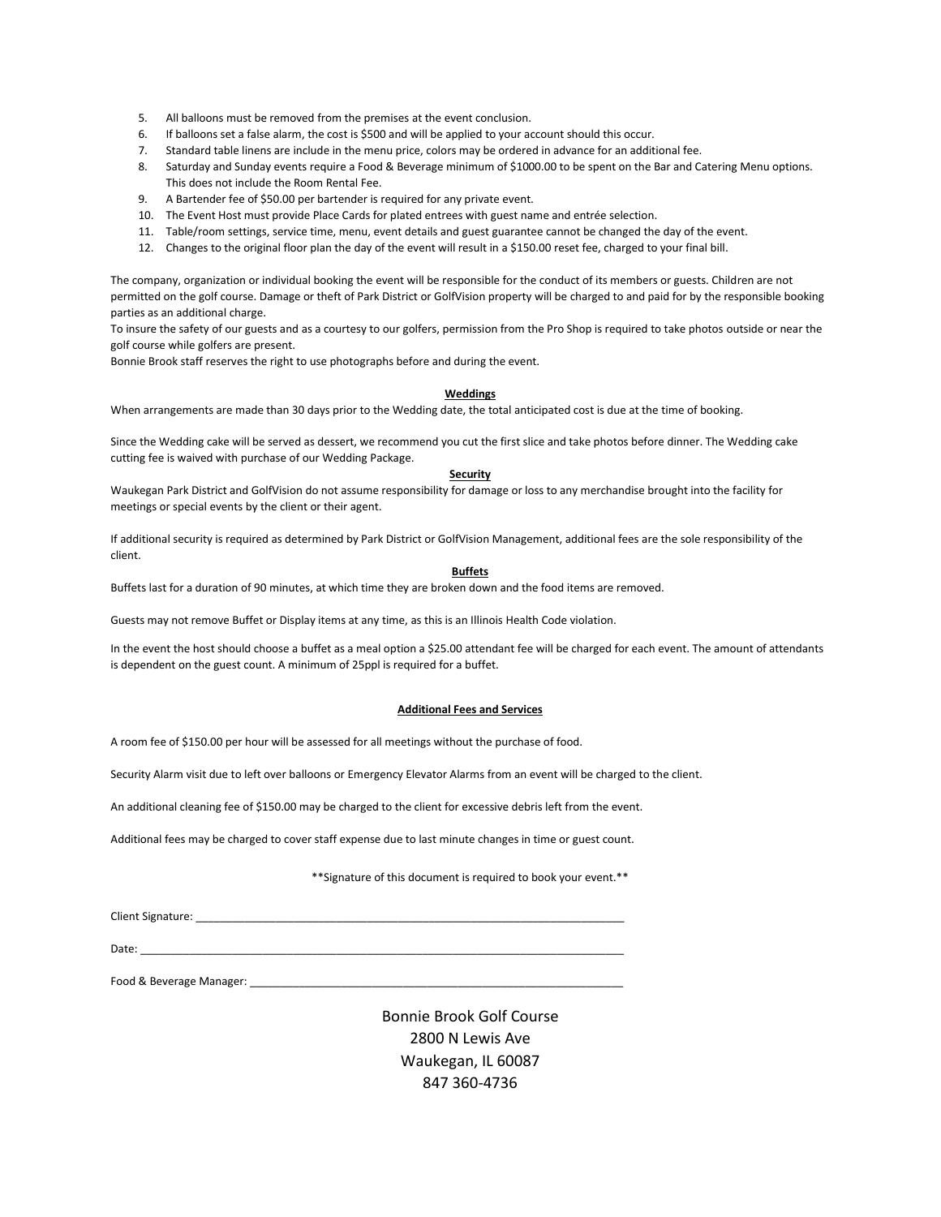5. All balloons must be removed from the premises at the event conclusion.
6. If balloons set a false alarm, the cost is $500 and will be applied to your account should this occur.
7. Standard table linens are include in the menu price, colors may be ordered in advance for an additional fee.
8. Saturday and Sunday events require a Food & Beverage minimum of $1000.00 to be spent on the Bar and Catering Menu options. This does not include the Room Rental Fee.
9. A Bartender fee of $50.00 per bartender is required for any private event.
10. The Event Host must provide Place Cards for plated entrees with guest name and entrée selection.
11. Table/room settings, service time, menu, event details and guest guarantee cannot be changed the day of the event.
12. Changes to the original floor plan the day of the event will result in a $150.00 reset fee, charged to your final bill.

The company, organization or individual booking the event will be responsible for the conduct of its members or guests. Children are not permitted on the golf course. Damage or theft of Park District or GolfVision property will be charged to and paid for by the responsible booking parties as an additional charge.
To insure the safety of our guests and as a courtesy to our golfers, permission from the Pro Shop is required to take photos outside or near the golf course while golfers are present.
Bonnie Brook staff reserves the right to use photographs before and during the event.

**Weddings**

When arrangements are made than 30 days prior to the Wedding date, the total anticipated cost is due at the time of booking.

Since the Wedding cake will be served as dessert, we recommend you cut the first slice and take photos before dinner. The Wedding cake cutting fee is waived with purchase of our Wedding Package.

**Security**

Waukegan Park District and GolfVision do not assume responsibility for damage or loss to any merchandise brought into the facility for meetings or special events by the client or their agent.

If additional security is required as determined by Park District or GolfVision Management, additional fees are the sole responsibility of the client.

**Buffets**

Buffets last for a duration of 90 minutes, at which time they are broken down and the food items are removed.

Guests may not remove Buffet or Display items at any time, as this is an Illinois Health Code violation.

In the event the host should choose a buffet as a meal option a $25.00 attendant fee will be charged for each event. The amount of attendants is dependent on the guest count. A minimum of 25ppl is required for a buffet.

**Additional Fees and Services**

A room fee of $150.00 per hour will be assessed for all meetings without the purchase of food.

Security Alarm visit due to left over balloons or Emergency Elevator Alarms from an event will be charged to the client.

An additional cleaning fee of $150.00 may be charged to the client for excessive debris left from the event.

Additional fees may be charged to cover staff expense due to last minute changes in time or guest count.

**Signature of this document is required to book your event.**

Client Signature: ______________________________________________

Date: ______________________________________________

Food & Beverage Manager: ______________________________________________

Bonnie Brook Golf Course
2800 N Lewis Ave
Waukegan, IL 60087
847 360-4736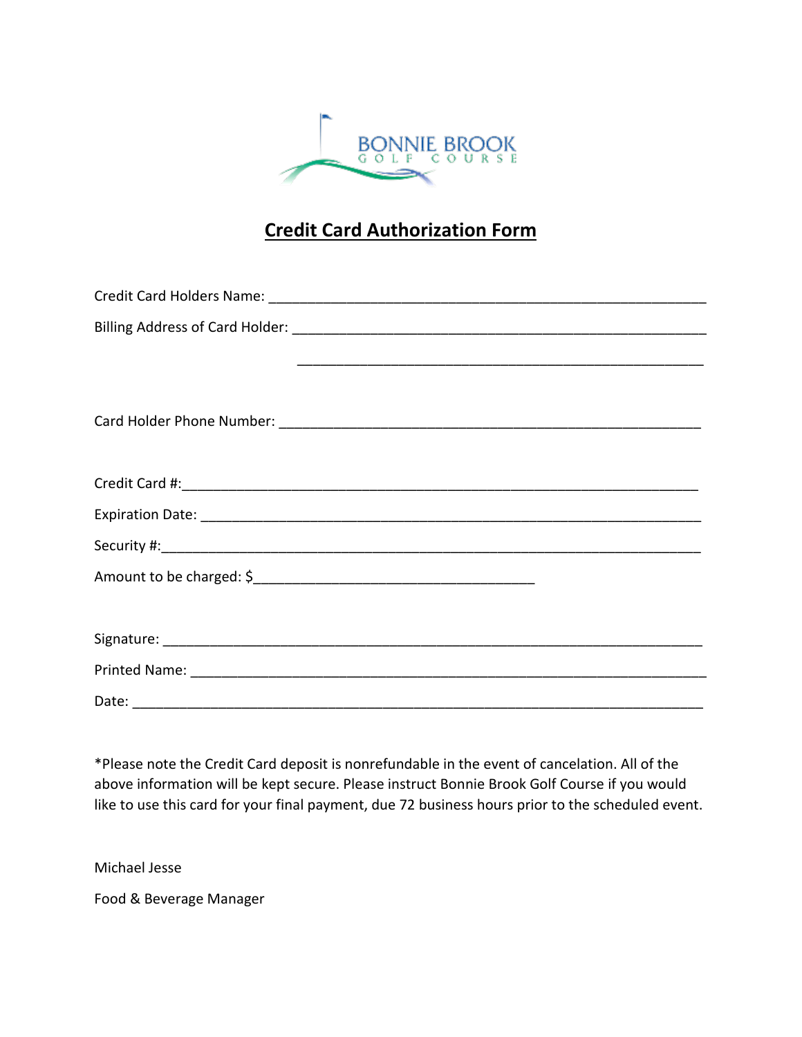BONNIE BROOK

GOLF COURSE

# Credit Card Authorization Form

Credit Card Holders Name: ______________________________________________________

Billing Address of Card Holder: __________________________________________________

______________________________________________________

Card Holder Phone Number: ______________________________________________________

Credit Card #:___________________________________________________________________

Expiration Date: _________________________________________________________________

Security #:______________________________________________________________________

Amount to be charged: $___________________________________

Signature: ______________________________________________________________________

Printed Name: ___________________________________________________________________

Date: __________________________________________________________________________

*Please note the Credit Card deposit is nonrefundable in the event of cancelation. All of the above information will be kept secure. Please instruct Bonnie Brook Golf Course if you would like to use this card for your final payment, due 72 business hours prior to the scheduled event.

Michael Jesse

Food & Beverage Manager